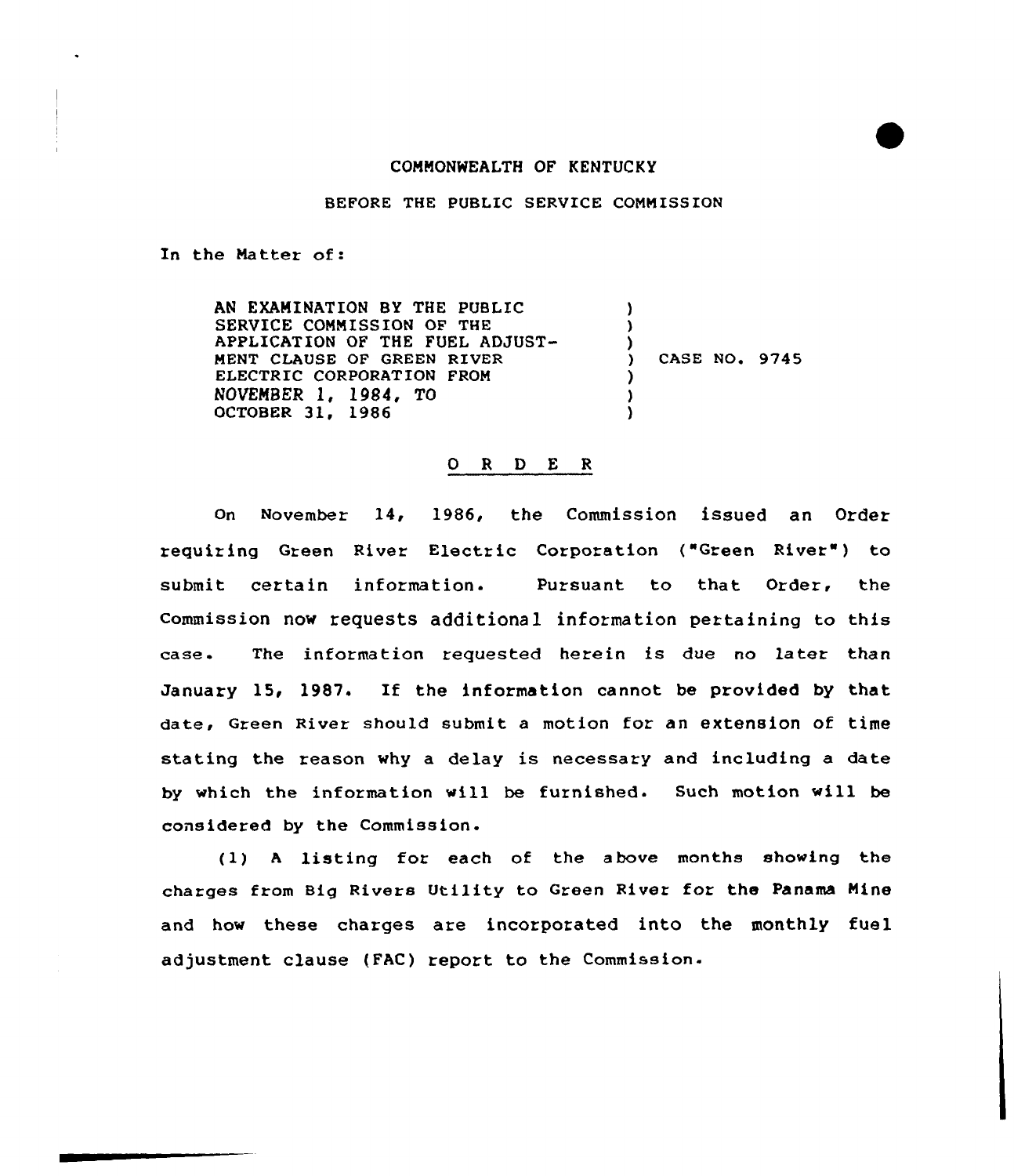COMMONWEALTH OF KENTUCKY

BEFORE THE PUBLIC SERVICE COMMISSION

In the Matter of:

| | | |
|---|---|---|
| AN EXAMINATION BY THE PUBLIC SERVICE COMMISSION OF THE APPLICATION OF THE FUEL ADJUSTMENT CLAUSE OF GREEN RIVER ELECTRIC CORPORATION FROM NOVEMBER 1, 1984, TO OCTOBER 31, 1986 | ) | CASE NO. 9745 |

## O R D E R

On November 14, 1986, the Commission issued an Order requiring Green River Electric Corporation ("Green River") to submit certain information. Pursuant to that Order, the Commission now requests additional information pertaining to this case. The information requested herein is due no later than January 15, 1987. If the information cannot be provided by that date, Green River should submit a motion for an extension of time stating the reason why a delay is necessary and including a date by which the information will be furnished. Such motion will be considered by the Commission.

(1) A listing for each of the above months showing the charges from Big Rivers Utility to Green River for the Panama Mine and how these charges are incorporated into the monthly fuel adjustment clause (FAC) report to the Commission.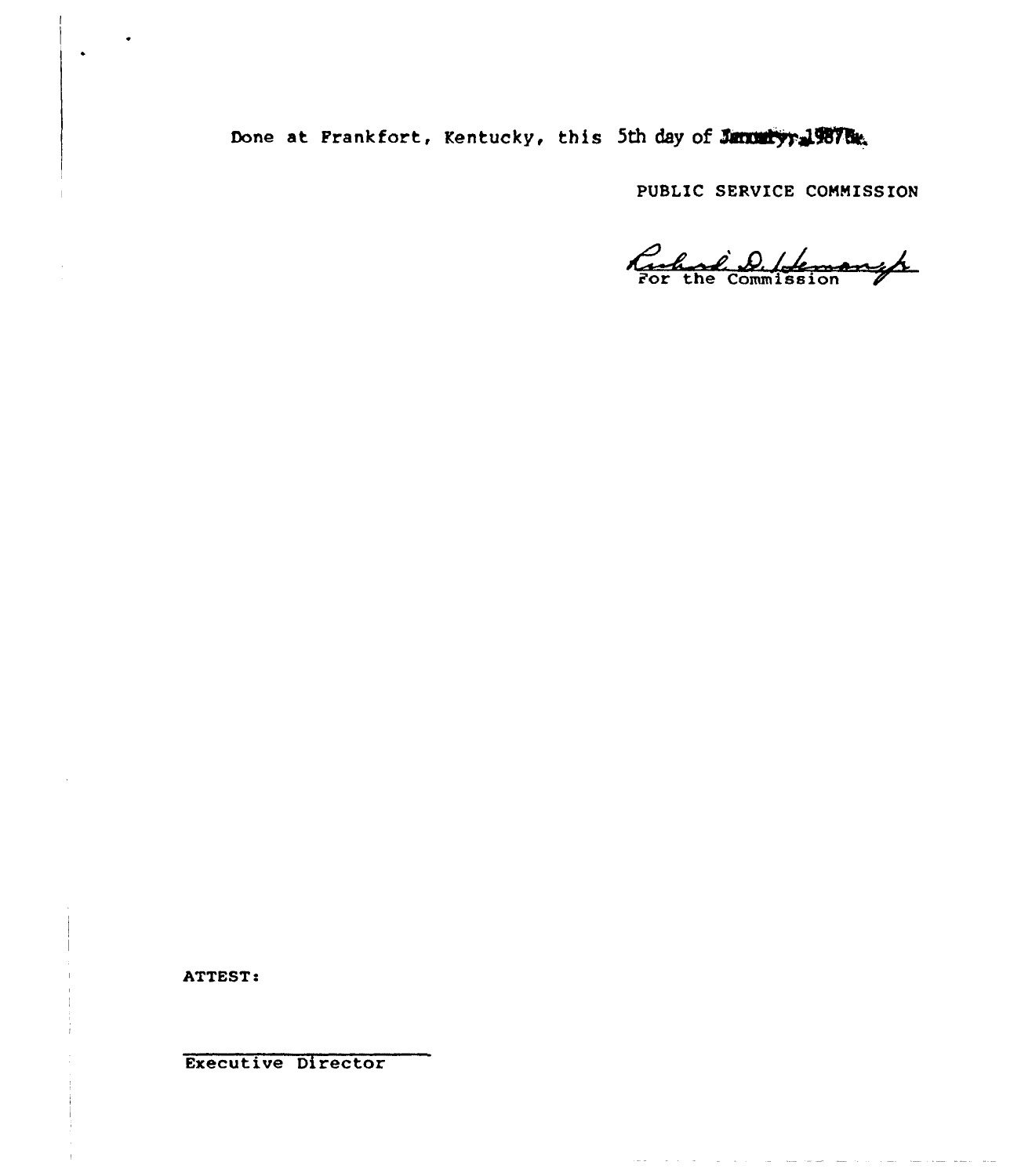Done at Frankfort, Kentucky, this 5th day of January, 1987.

PUBLIC SERVICE COMMISSION

For the Commission

ATTEST:

Executive Director